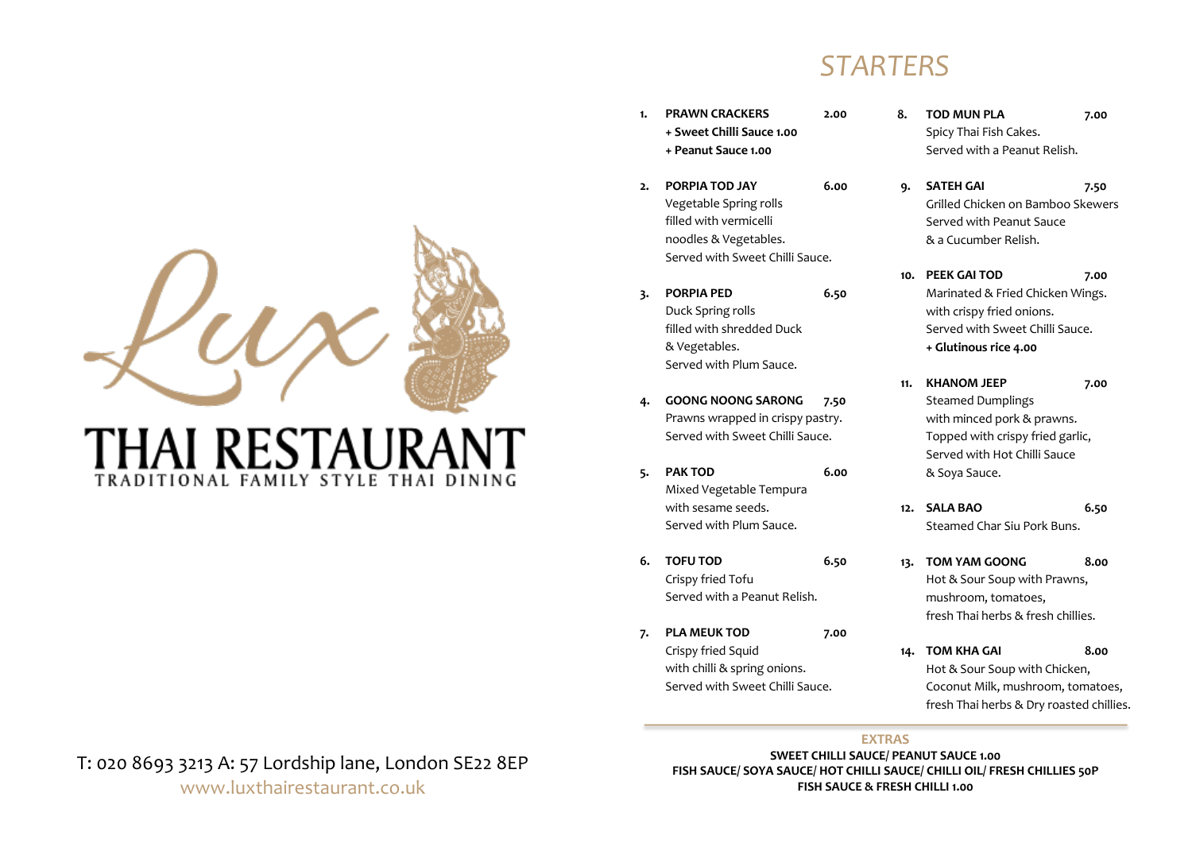Lux

# THAI RESTAURANT

TRADITIONAL FAMILY STYLE THAI DINING

T: 020 8693 3213 A: 57 Lordship lane, London SE22 8EP
www.luxthairestaurant.co.uk

## STARTERS

1. **PRAWN CRACKERS** **2.00**
   **+ Sweet Chilli Sauce 1.00**
   **+ Peanut Sauce 1.00**

2. **PORPIA TOD JAY** **6.00**
   Vegetable Spring rolls filled with vermicelli noodles & Vegetables.
   Served with Sweet Chilli Sauce.

3. **PORPIA PED** **6.50**
   Duck Spring rolls filled with shredded Duck & Vegetables.
   Served with Plum Sauce.

4. **GOONG NOONG SARONG** **7.50**
   Prawns wrapped in crispy pastry.
   Served with Sweet Chilli Sauce.

5. **PAK TOD** **6.00**
   Mixed Vegetable Tempura with sesame seeds.
   Served with Plum Sauce.

6. **TOFU TOD** **6.50**
   Crispy fried Tofu
   Served with a Peanut Relish.

7. **PLA MEUK TOD** **7.00**
   Crispy fried Squid with chilli & spring onions.
   Served with Sweet Chilli Sauce.

8. **TOD MUN PLA** **7.00**
   Spicy Thai Fish Cakes.
   Served with a Peanut Relish.

9. **SATEH GAI** **7.50**
   Grilled Chicken on Bamboo Skewers
   Served with Peanut Sauce & a Cucumber Relish.

10. **PEEK GAI TOD** **7.00**
    Marinated & Fried Chicken Wings. with crispy fried onions.
    Served with Sweet Chilli Sauce.
    **+ Glutinous rice 4.00**

11. **KHANOM JEEP** **7.00**
    Steamed Dumplings with minced pork & prawns.
    Topped with crispy fried garlic,
    Served with Hot Chilli Sauce & Soya Sauce.

12. **SALA BAO** **6.50**
    Steamed Char Siu Pork Buns.

13. **TOM YAM GOONG** **8.00**
    Hot & Sour Soup with Prawns, mushroom, tomatoes, fresh Thai herbs & fresh chillies.

14. **TOM KHA GAI** **8.00**
    Hot & Sour Soup with Chicken, Coconut Milk, mushroom, tomatoes, fresh Thai herbs & Dry roasted chillies.

### EXTRAS

**SWEET CHILLI SAUCE/ PEANUT SAUCE 1.00**
**FISH SAUCE/ SOYA SAUCE/ HOT CHILLI SAUCE/ CHILLI OIL/ FRESH CHILLIES 50P**
**FISH SAUCE & FRESH CHILLI 1.00**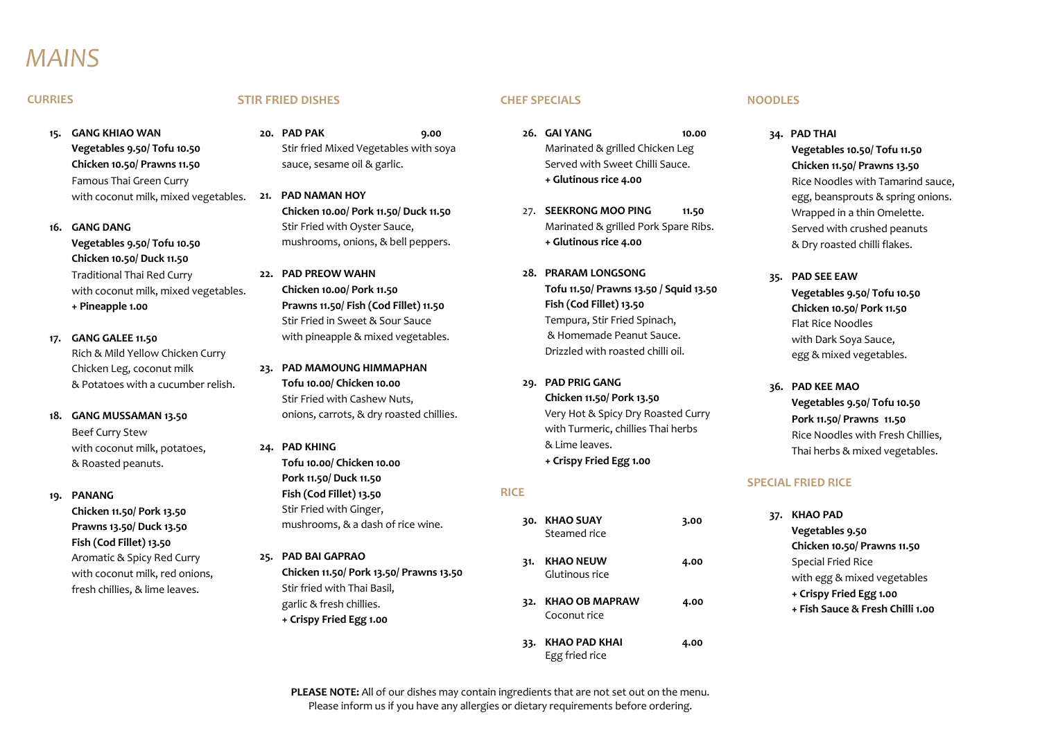# MAINS

## CURRIES

**15. GANG KHIAO WAN**
**Vegetables 9.50/ Tofu 10.50**
**Chicken 10.50/ Prawns 11.50**
Famous Thai Green Curry
with coconut milk, mixed vegetables.

**16. GANG DANG**
**Vegetables 9.50/ Tofu 10.50**
**Chicken 10.50/ Duck 11.50**
Traditional Thai Red Curry
with coconut milk, mixed vegetables.
**+ Pineapple 1.00**

**17. GANG GALEE 11.50**
Rich & Mild Yellow Chicken Curry
Chicken Leg, coconut milk
& Potatoes with a cucumber relish.

**18. GANG MUSSAMAN 13.50**
Beef Curry Stew
with coconut milk, potatoes,
& Roasted peanuts.

**19. PANANG**
**Chicken 11.50/ Pork 13.50**
**Prawns 13.50/ Duck 13.50**
**Fish (Cod Fillet) 13.50**
Aromatic & Spicy Red Curry
with coconut milk, red onions,
fresh chillies, & lime leaves.

## STIR FRIED DISHES

**20. PAD PAK 9.00**
Stir fried Mixed Vegetables with soya
sauce, sesame oil & garlic.

**21. PAD NAMAN HOY**
**Chicken 10.00/ Pork 11.50/ Duck 11.50**
Stir Fried with Oyster Sauce,
mushrooms, onions, & bell peppers.

**22. PAD PREOW WAHN**
**Chicken 10.00/ Pork 11.50**
**Prawns 11.50/ Fish (Cod Fillet) 11.50**
Stir Fried in Sweet & Sour Sauce
with pineapple & mixed vegetables.

**23. PAD MAMOUNG HIMMAPHAN**
**Tofu 10.00/ Chicken 10.00**
Stir Fried with Cashew Nuts,
onions, carrots, & dry roasted chillies.

**24. PAD KHING**
**Tofu 10.00/ Chicken 10.00**
**Pork 11.50/ Duck 11.50**
**Fish (Cod Fillet) 13.50**
Stir Fried with Ginger,
mushrooms, & a dash of rice wine.

**25. PAD BAI GAPRAO**
**Chicken 11.50/ Pork 13.50/ Prawns 13.50**
Stir fried with Thai Basil,
garlic & fresh chillies.
**+ Crispy Fried Egg 1.00**

## CHEF SPECIALS

**26. GAI YANG 10.00**
Marinated & grilled Chicken Leg
Served with Sweet Chilli Sauce.
**+ Glutinous rice 4.00**

**27. SEEKRONG MOO PING 11.50**
Marinated & grilled Pork Spare Ribs.
**+ Glutinous rice 4.00**

**28. PRARAM LONGSONG**
**Tofu 11.50/ Prawns 13.50 / Squid 13.50**
**Fish (Cod Fillet) 13.50**
Tempura, Stir Fried Spinach,
& Homemade Peanut Sauce.
Drizzled with roasted chilli oil.

**29. PAD PRIG GANG**
**Chicken 11.50/ Pork 13.50**
Very Hot & Spicy Dry Roasted Curry
with Turmeric, chillies Thai herbs
& Lime leaves.
**+ Crispy Fried Egg 1.00**

## RICE

**30. KHAO SUAY 3.00**
Steamed rice

**31. KHAO NEUW 4.00**
Glutinous rice

**32. KHAO OB MAPRAW 4.00**
Coconut rice

**33. KHAO PAD KHAI 4.00**
Egg fried rice

## NOODLES

**34. PAD THAI**
**Vegetables 10.50/ Tofu 11.50**
**Chicken 11.50/ Prawns 13.50**
Rice Noodles with Tamarind sauce,
egg, beansprouts & spring onions.
Wrapped in a thin Omelette.
Served with crushed peanuts
& Dry roasted chilli flakes.

**35. PAD SEE EAW**
**Vegetables 9.50/ Tofu 10.50**
**Chicken 10.50/ Pork 11.50**
Flat Rice Noodles
with Dark Soya Sauce,
egg & mixed vegetables.

**36. PAD KEE MAO**
**Vegetables 9.50/ Tofu 10.50**
**Pork 11.50/ Prawns 11.50**
Rice Noodles with Fresh Chillies,
Thai herbs & mixed vegetables.

## SPECIAL FRIED RICE

**37. KHAO PAD**
**Vegetables 9.50**
**Chicken 10.50/ Prawns 11.50**
Special Fried Rice
with egg & mixed vegetables
**+ Crispy Fried Egg 1.00**
**+ Fish Sauce & Fresh Chilli 1.00**

**PLEASE NOTE:** All of our dishes may contain ingredients that are not set out on the menu.
Please inform us if you have any allergies or dietary requirements before ordering.